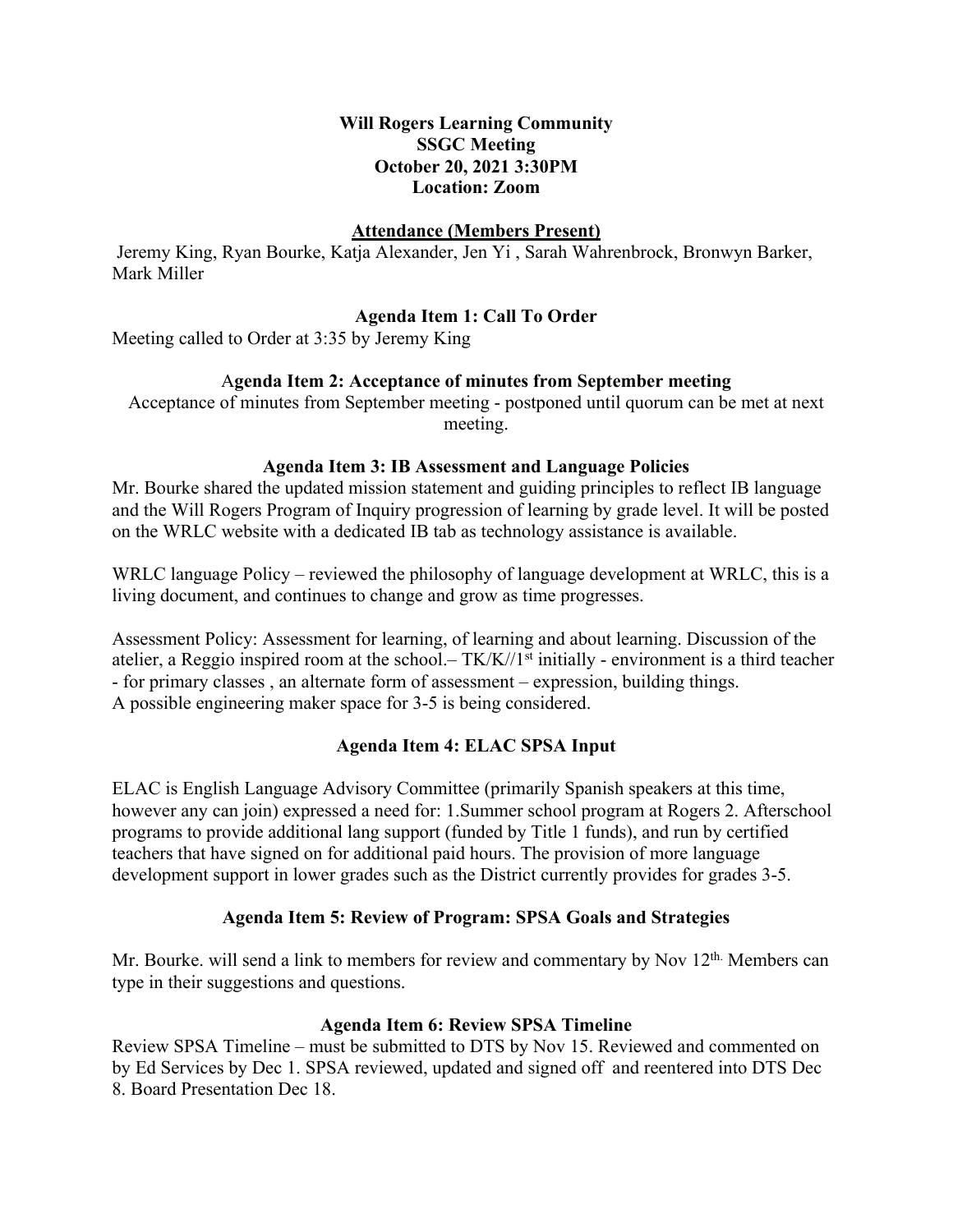**Will Rogers Learning Community**
**SSGC Meeting**
**October 20, 2021 3:30PM**
**Location: Zoom**

**Attendance (Members Present)**

Jeremy King, Ryan Bourke, Katja Alexander, Jen Yi , Sarah Wahrenbrock, Bronwyn Barker, Mark Miller

**Agenda Item 1: Call To Order**

Meeting called to Order at 3:35 by Jeremy King

**Agenda Item 2: Acceptance of minutes from September meeting**

Acceptance of minutes from September meeting - postponed until quorum can be met at next meeting.

**Agenda Item 3: IB Assessment and Language Policies**

Mr. Bourke shared the updated mission statement and guiding principles to reflect IB language and the Will Rogers Program of Inquiry progression of learning by grade level. It will be posted on the WRLC website with a dedicated IB tab as technology assistance is available.

WRLC language Policy – reviewed the philosophy of language development at WRLC, this is a living document, and continues to change and grow as time progresses.

Assessment Policy: Assessment for learning, of learning and about learning. Discussion of the atelier, a Reggio inspired room at the school.– TK/K//1st initially - environment is a third teacher - for primary classes , an alternate form of assessment – expression, building things.
A possible engineering maker space for 3-5 is being considered.

**Agenda Item 4: ELAC SPSA Input**

ELAC is English Language Advisory Committee (primarily Spanish speakers at this time, however any can join) expressed a need for: 1.Summer school program at Rogers 2. Afterschool programs to provide additional lang support (funded by Title 1 funds), and run by certified teachers that have signed on for additional paid hours. The provision of more language development support in lower grades such as the District currently provides for grades 3-5.

**Agenda Item 5: Review of Program: SPSA Goals and Strategies**

Mr. Bourke. will send a link to members for review and commentary by Nov 12th. Members can type in their suggestions and questions.

**Agenda Item 6: Review SPSA Timeline**

Review SPSA Timeline – must be submitted to DTS by Nov 15. Reviewed and commented on by Ed Services by Dec 1. SPSA reviewed, updated and signed off and reentered into DTS Dec 8. Board Presentation Dec 18.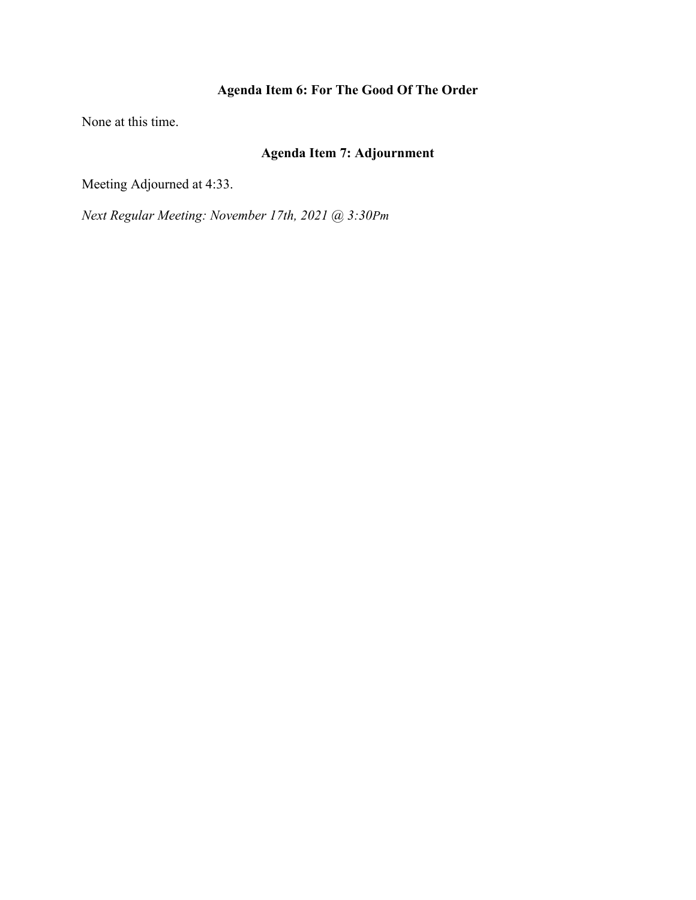### Agenda Item 6: For The Good Of The Order

None at this time.

### Agenda Item 7: Adjournment

Meeting Adjourned at 4:33.

*Next Regular Meeting: November 17th, 2021 @ 3:30Pm*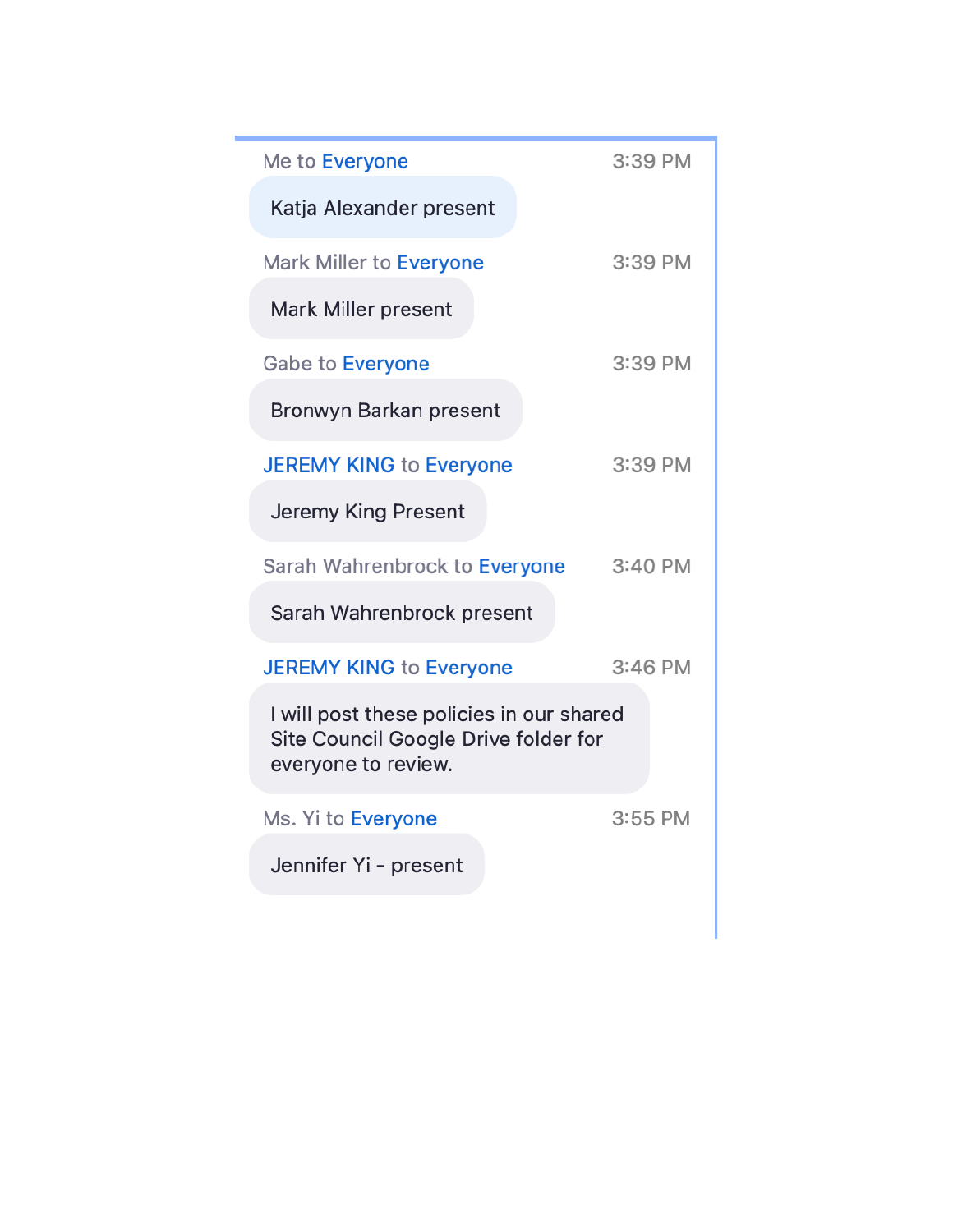Me to Everyone 3:39 PM

Katja Alexander present

Mark Miller to Everyone 3:39 PM

Mark Miller present

Gabe to Everyone 3:39 PM

Bronwyn Barkan present

JEREMY KING to Everyone 3:39 PM

Jeremy King Present

Sarah Wahrenbrock to Everyone 3:40 PM

Sarah Wahrenbrock present

JEREMY KING to Everyone 3:46 PM

I will post these policies in our shared Site Council Google Drive folder for everyone to review.

Ms. Yi to Everyone 3:55 PM

Jennifer Yi - present